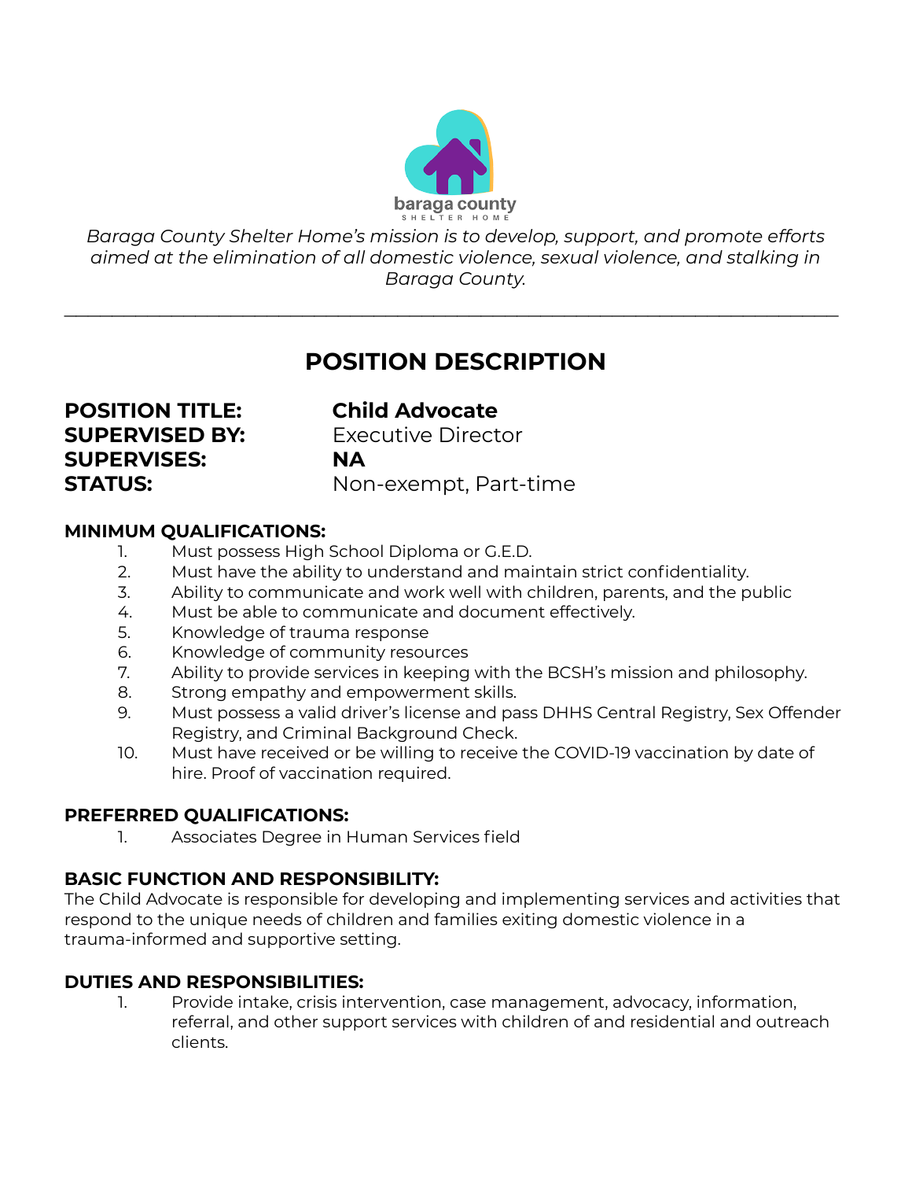baraga county
SHELTER HOME

*Baraga County Shelter Home's mission is to develop, support, and promote efforts aimed at the elimination of all domestic violence, sexual violence, and stalking in Baraga County.*

---

# POSITION DESCRIPTION

**POSITION TITLE:** **Child Advocate**
**SUPERVISED BY:** Executive Director
**SUPERVISES:** **NA**
**STATUS:** Non-exempt, Part-time

## MINIMUM QUALIFICATIONS:

1. Must possess High School Diploma or G.E.D.
2. Must have the ability to understand and maintain strict confidentiality.
3. Ability to communicate and work well with children, parents, and the public
4. Must be able to communicate and document effectively.
5. Knowledge of trauma response
6. Knowledge of community resources
7. Ability to provide services in keeping with the BCSH's mission and philosophy.
8. Strong empathy and empowerment skills.
9. Must possess a valid driver's license and pass DHHS Central Registry, Sex Offender Registry, and Criminal Background Check.
10. Must have received or be willing to receive the COVID-19 vaccination by date of hire. Proof of vaccination required.

## PREFERRED QUALIFICATIONS:

1. Associates Degree in Human Services field

## BASIC FUNCTION AND RESPONSIBILITY:

The Child Advocate is responsible for developing and implementing services and activities that respond to the unique needs of children and families exiting domestic violence in a trauma-informed and supportive setting.

## DUTIES AND RESPONSIBILITIES:

1. Provide intake, crisis intervention, case management, advocacy, information, referral, and other support services with children of and residential and outreach clients.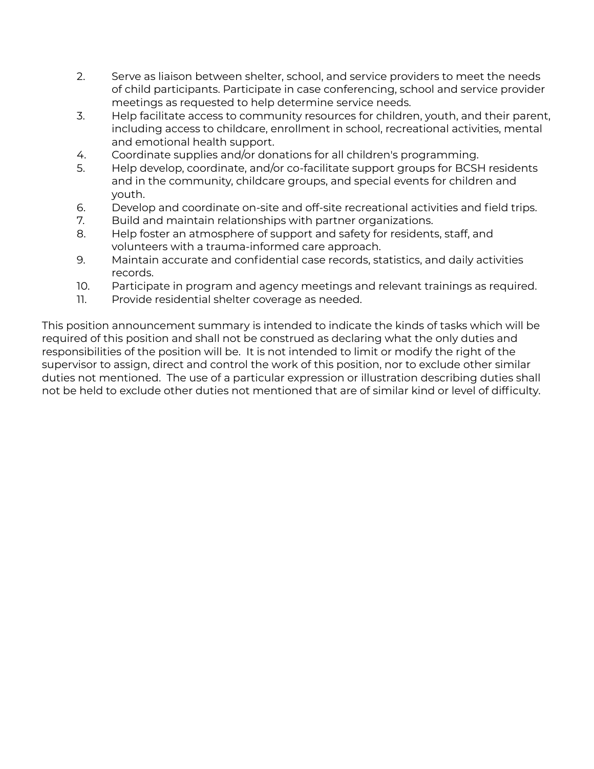2. Serve as liaison between shelter, school, and service providers to meet the needs of child participants. Participate in case conferencing, school and service provider meetings as requested to help determine service needs.
3. Help facilitate access to community resources for children, youth, and their parent, including access to childcare, enrollment in school, recreational activities, mental and emotional health support.
4. Coordinate supplies and/or donations for all children's programming.
5. Help develop, coordinate, and/or co-facilitate support groups for BCSH residents and in the community, childcare groups, and special events for children and youth.
6. Develop and coordinate on-site and off-site recreational activities and field trips.
7. Build and maintain relationships with partner organizations.
8. Help foster an atmosphere of support and safety for residents, staff, and volunteers with a trauma-informed care approach.
9. Maintain accurate and confidential case records, statistics, and daily activities records.
10. Participate in program and agency meetings and relevant trainings as required.
11. Provide residential shelter coverage as needed.

This position announcement summary is intended to indicate the kinds of tasks which will be required of this position and shall not be construed as declaring what the only duties and responsibilities of the position will be. It is not intended to limit or modify the right of the supervisor to assign, direct and control the work of this position, nor to exclude other similar duties not mentioned. The use of a particular expression or illustration describing duties shall not be held to exclude other duties not mentioned that are of similar kind or level of difficulty.